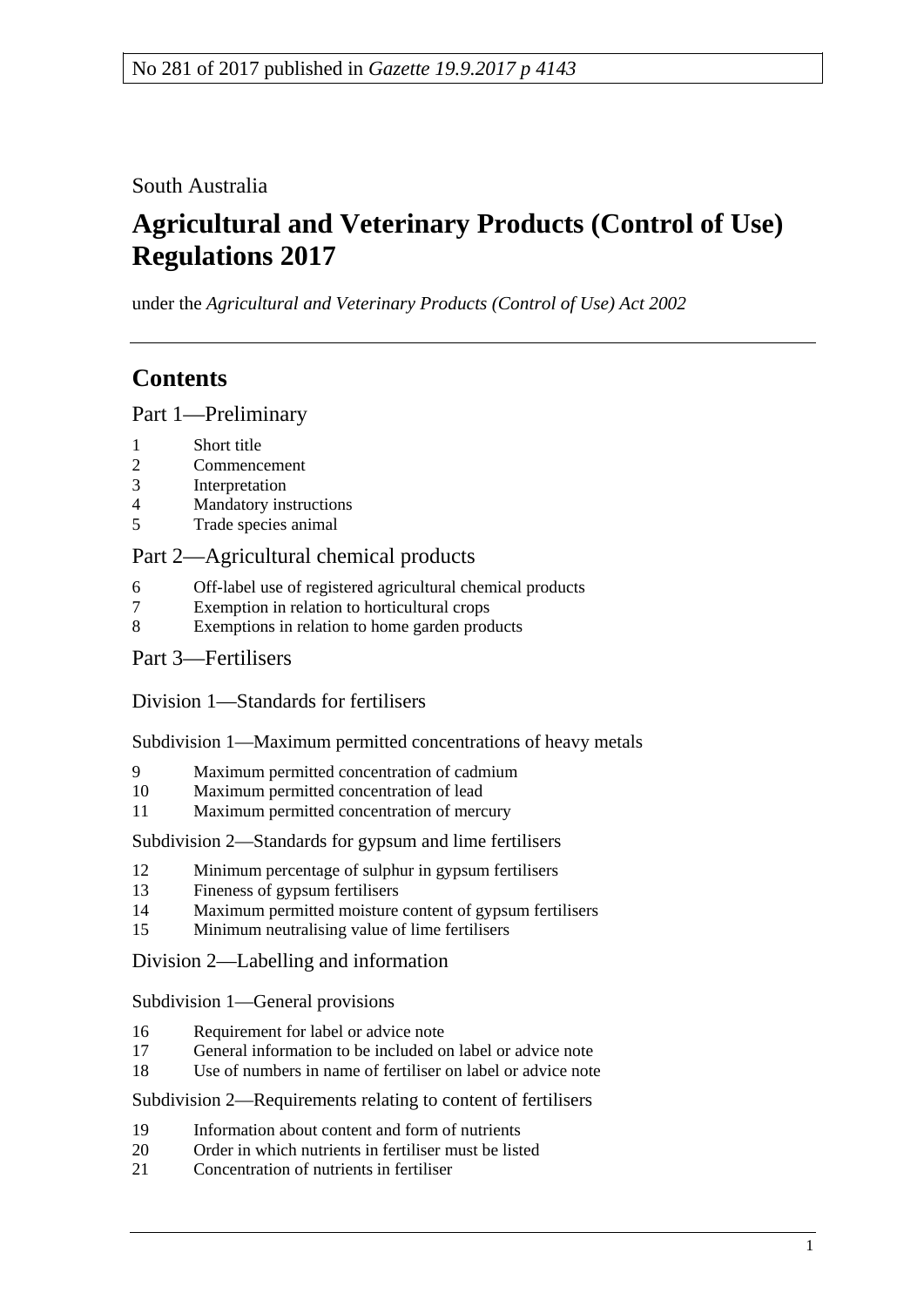No 281 of 2017 published in *Gazette 19.9.2017 p 4143*

South Australia

# Agricultural and Veterinary Products (Control of Use) Regulations 2017

under the *Agricultural and Veterinary Products (Control of Use) Act 2002*

## Contents

### Part 1—Preliminary

1 Short title
2 Commencement
3 Interpretation
4 Mandatory instructions
5 Trade species animal

### Part 2—Agricultural chemical products

6 Off-label use of registered agricultural chemical products
7 Exemption in relation to horticultural crops
8 Exemptions in relation to home garden products

### Part 3—Fertilisers

#### Division 1—Standards for fertilisers

Subdivision 1—Maximum permitted concentrations of heavy metals

9 Maximum permitted concentration of cadmium
10 Maximum permitted concentration of lead
11 Maximum permitted concentration of mercury

Subdivision 2—Standards for gypsum and lime fertilisers

12 Minimum percentage of sulphur in gypsum fertilisers
13 Fineness of gypsum fertilisers
14 Maximum permitted moisture content of gypsum fertilisers
15 Minimum neutralising value of lime fertilisers

#### Division 2—Labelling and information

Subdivision 1—General provisions

16 Requirement for label or advice note
17 General information to be included on label or advice note
18 Use of numbers in name of fertiliser on label or advice note

Subdivision 2—Requirements relating to content of fertilisers

19 Information about content and form of nutrients
20 Order in which nutrients in fertiliser must be listed
21 Concentration of nutrients in fertiliser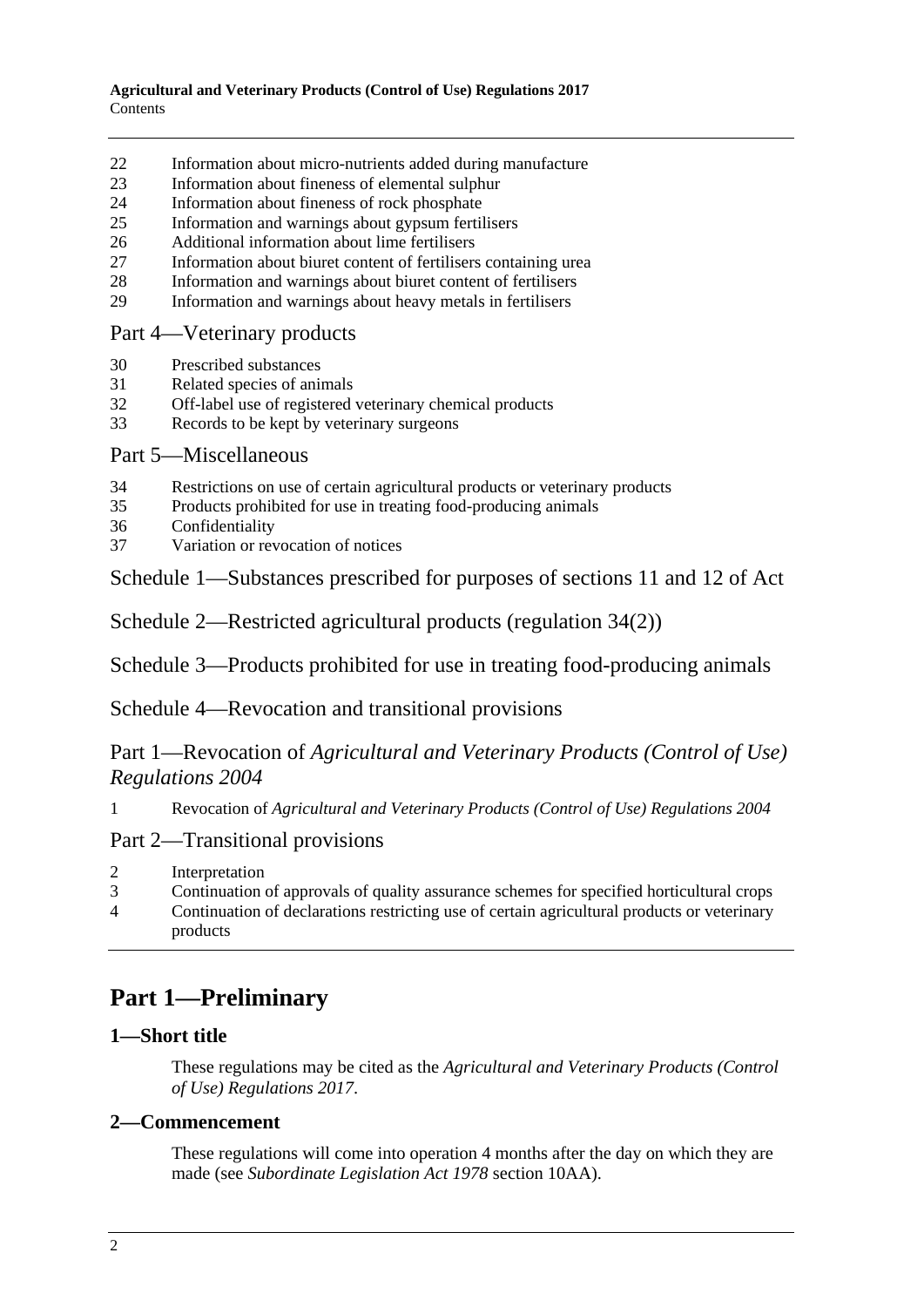22 Information about micro-nutrients added during manufacture
23 Information about fineness of elemental sulphur
24 Information about fineness of rock phosphate
25 Information and warnings about gypsum fertilisers
26 Additional information about lime fertilisers
27 Information about biuret content of fertilisers containing urea
28 Information and warnings about biuret content of fertilisers
29 Information and warnings about heavy metals in fertilisers

Part 4—Veterinary products

30 Prescribed substances
31 Related species of animals
32 Off-label use of registered veterinary chemical products
33 Records to be kept by veterinary surgeons

Part 5—Miscellaneous

34 Restrictions on use of certain agricultural products or veterinary products
35 Products prohibited for use in treating food-producing animals
36 Confidentiality
37 Variation or revocation of notices

Schedule 1—Substances prescribed for purposes of sections 11 and 12 of Act

Schedule 2—Restricted agricultural products (regulation 34(2))

Schedule 3—Products prohibited for use in treating food-producing animals

Schedule 4—Revocation and transitional provisions

Part 1—Revocation of *Agricultural and Veterinary Products (Control of Use) Regulations 2004*

1 Revocation of *Agricultural and Veterinary Products (Control of Use) Regulations 2004*

Part 2—Transitional provisions

2 Interpretation
3 Continuation of approvals of quality assurance schemes for specified horticultural crops
4 Continuation of declarations restricting use of certain agricultural products or veterinary products

# Part 1—Preliminary

## 1—Short title

These regulations may be cited as the *Agricultural and Veterinary Products (Control of Use) Regulations 2017*.

## 2—Commencement

These regulations will come into operation 4 months after the day on which they are made (see *Subordinate Legislation Act 1978* section 10AA).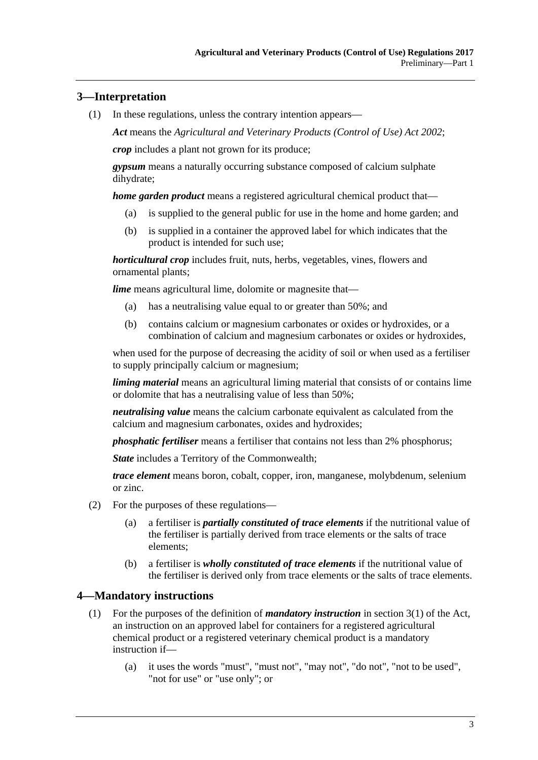## 3—Interpretation

(1) In these regulations, unless the contrary intention appears—

***Act*** means the *Agricultural and Veterinary Products (Control of Use) Act 2002*;

***crop*** includes a plant not grown for its produce;

***gypsum*** means a naturally occurring substance composed of calcium sulphate dihydrate;

***home garden product*** means a registered agricultural chemical product that—

- (a) is supplied to the general public for use in the home and home garden; and
- (b) is supplied in a container the approved label for which indicates that the product is intended for such use;

***horticultural crop*** includes fruit, nuts, herbs, vegetables, vines, flowers and ornamental plants;

***lime*** means agricultural lime, dolomite or magnesite that—

- (a) has a neutralising value equal to or greater than 50%; and
- (b) contains calcium or magnesium carbonates or oxides or hydroxides, or a combination of calcium and magnesium carbonates or oxides or hydroxides,

when used for the purpose of decreasing the acidity of soil or when used as a fertiliser to supply principally calcium or magnesium;

***liming material*** means an agricultural liming material that consists of or contains lime or dolomite that has a neutralising value of less than 50%;

***neutralising value*** means the calcium carbonate equivalent as calculated from the calcium and magnesium carbonates, oxides and hydroxides;

***phosphatic fertiliser*** means a fertiliser that contains not less than 2% phosphorus;

***State*** includes a Territory of the Commonwealth;

***trace element*** means boron, cobalt, copper, iron, manganese, molybdenum, selenium or zinc.

(2) For the purposes of these regulations—

- (a) a fertiliser is ***partially constituted of trace elements*** if the nutritional value of the fertiliser is partially derived from trace elements or the salts of trace elements;
- (b) a fertiliser is ***wholly constituted of trace elements*** if the nutritional value of the fertiliser is derived only from trace elements or the salts of trace elements.

## 4—Mandatory instructions

(1) For the purposes of the definition of ***mandatory instruction*** in section 3(1) of the Act, an instruction on an approved label for containers for a registered agricultural chemical product or a registered veterinary chemical product is a mandatory instruction if—

- (a) it uses the words "must", "must not", "may not", "do not", "not to be used", "not for use" or "use only"; or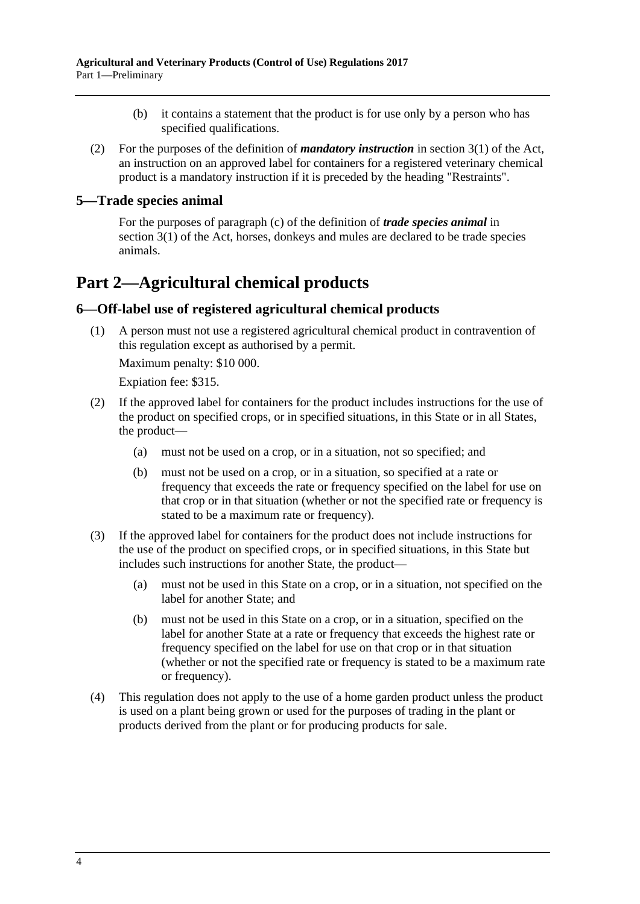(b) it contains a statement that the product is for use only by a person who has specified qualifications.

(2) For the purposes of the definition of ***mandatory instruction*** in section 3(1) of the Act, an instruction on an approved label for containers for a registered veterinary chemical product is a mandatory instruction if it is preceded by the heading "Restraints".

## 5—Trade species animal

For the purposes of paragraph (c) of the definition of ***trade species animal*** in section 3(1) of the Act, horses, donkeys and mules are declared to be trade species animals.

# Part 2—Agricultural chemical products

## 6—Off-label use of registered agricultural chemical products

(1) A person must not use a registered agricultural chemical product in contravention of this regulation except as authorised by a permit.

Maximum penalty: $10 000.

Expiation fee: $315.

(2) If the approved label for containers for the product includes instructions for the use of the product on specified crops, or in specified situations, in this State or in all States, the product—

(a) must not be used on a crop, or in a situation, not so specified; and

(b) must not be used on a crop, or in a situation, so specified at a rate or frequency that exceeds the rate or frequency specified on the label for use on that crop or in that situation (whether or not the specified rate or frequency is stated to be a maximum rate or frequency).

(3) If the approved label for containers for the product does not include instructions for the use of the product on specified crops, or in specified situations, in this State but includes such instructions for another State, the product—

(a) must not be used in this State on a crop, or in a situation, not specified on the label for another State; and

(b) must not be used in this State on a crop, or in a situation, specified on the label for another State at a rate or frequency that exceeds the highest rate or frequency specified on the label for use on that crop or in that situation (whether or not the specified rate or frequency is stated to be a maximum rate or frequency).

(4) This regulation does not apply to the use of a home garden product unless the product is used on a plant being grown or used for the purposes of trading in the plant or products derived from the plant or for producing products for sale.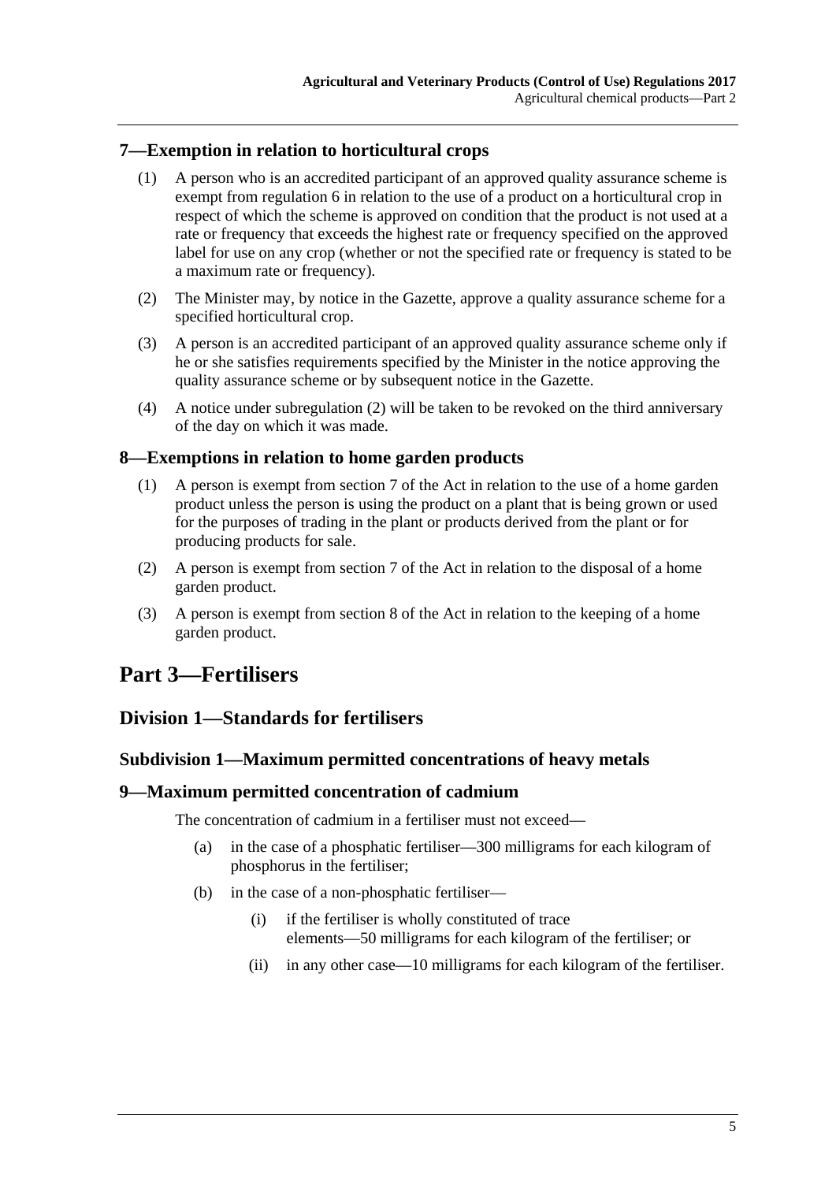### 7—Exemption in relation to horticultural crops

(1) A person who is an accredited participant of an approved quality assurance scheme is exempt from regulation 6 in relation to the use of a product on a horticultural crop in respect of which the scheme is approved on condition that the product is not used at a rate or frequency that exceeds the highest rate or frequency specified on the approved label for use on any crop (whether or not the specified rate or frequency is stated to be a maximum rate or frequency).

(2) The Minister may, by notice in the Gazette, approve a quality assurance scheme for a specified horticultural crop.

(3) A person is an accredited participant of an approved quality assurance scheme only if he or she satisfies requirements specified by the Minister in the notice approving the quality assurance scheme or by subsequent notice in the Gazette.

(4) A notice under subregulation (2) will be taken to be revoked on the third anniversary of the day on which it was made.

### 8—Exemptions in relation to home garden products

(1) A person is exempt from section 7 of the Act in relation to the use of a home garden product unless the person is using the product on a plant that is being grown or used for the purposes of trading in the plant or products derived from the plant or for producing products for sale.

(2) A person is exempt from section 7 of the Act in relation to the disposal of a home garden product.

(3) A person is exempt from section 8 of the Act in relation to the keeping of a home garden product.

# Part 3—Fertilisers

## Division 1—Standards for fertilisers

### Subdivision 1—Maximum permitted concentrations of heavy metals

### 9—Maximum permitted concentration of cadmium

The concentration of cadmium in a fertiliser must not exceed—

(a) in the case of a phosphatic fertiliser—300 milligrams for each kilogram of phosphorus in the fertiliser;

(b) in the case of a non-phosphatic fertiliser—

(i) if the fertiliser is wholly constituted of trace elements—50 milligrams for each kilogram of the fertiliser; or

(ii) in any other case—10 milligrams for each kilogram of the fertiliser.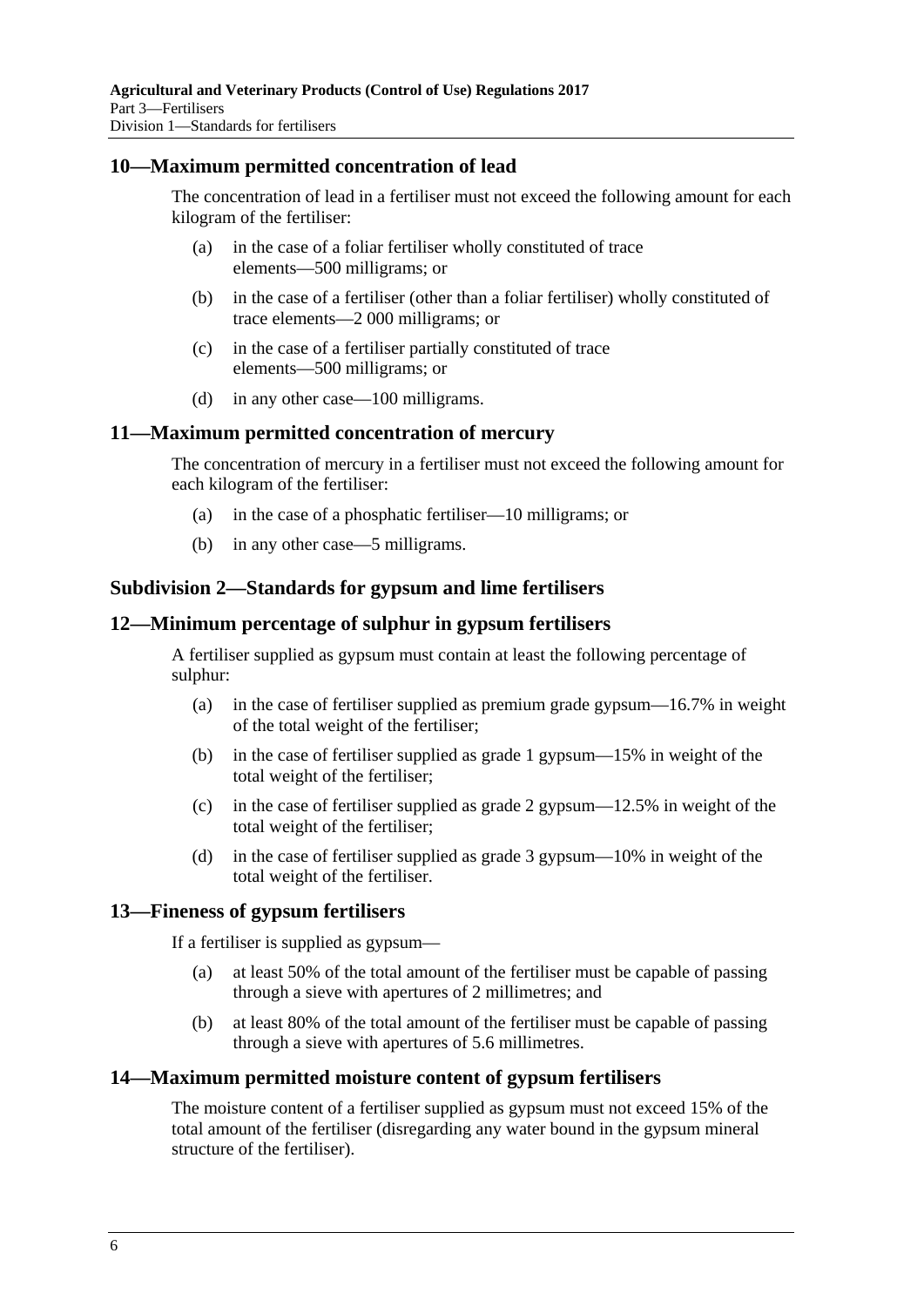## 10—Maximum permitted concentration of lead

The concentration of lead in a fertiliser must not exceed the following amount for each kilogram of the fertiliser:

(a) in the case of a foliar fertiliser wholly constituted of trace elements—500 milligrams; or

(b) in the case of a fertiliser (other than a foliar fertiliser) wholly constituted of trace elements—2 000 milligrams; or

(c) in the case of a fertiliser partially constituted of trace elements—500 milligrams; or

(d) in any other case—100 milligrams.

## 11—Maximum permitted concentration of mercury

The concentration of mercury in a fertiliser must not exceed the following amount for each kilogram of the fertiliser:

(a) in the case of a phosphatic fertiliser—10 milligrams; or

(b) in any other case—5 milligrams.

## Subdivision 2—Standards for gypsum and lime fertilisers

## 12—Minimum percentage of sulphur in gypsum fertilisers

A fertiliser supplied as gypsum must contain at least the following percentage of sulphur:

(a) in the case of fertiliser supplied as premium grade gypsum—16.7% in weight of the total weight of the fertiliser;

(b) in the case of fertiliser supplied as grade 1 gypsum—15% in weight of the total weight of the fertiliser;

(c) in the case of fertiliser supplied as grade 2 gypsum—12.5% in weight of the total weight of the fertiliser;

(d) in the case of fertiliser supplied as grade 3 gypsum—10% in weight of the total weight of the fertiliser.

## 13—Fineness of gypsum fertilisers

If a fertiliser is supplied as gypsum—

(a) at least 50% of the total amount of the fertiliser must be capable of passing through a sieve with apertures of 2 millimetres; and

(b) at least 80% of the total amount of the fertiliser must be capable of passing through a sieve with apertures of 5.6 millimetres.

## 14—Maximum permitted moisture content of gypsum fertilisers

The moisture content of a fertiliser supplied as gypsum must not exceed 15% of the total amount of the fertiliser (disregarding any water bound in the gypsum mineral structure of the fertiliser).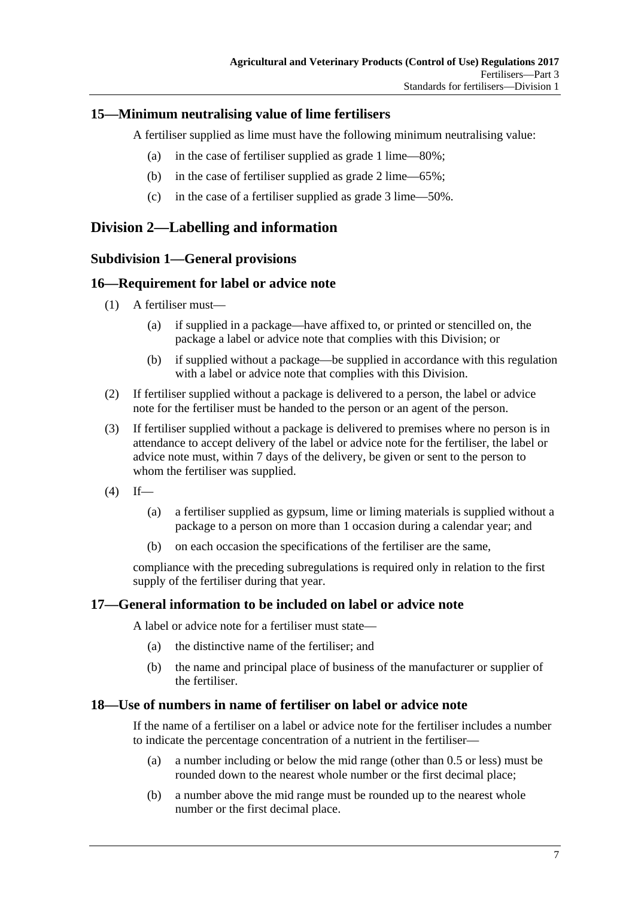## 15—Minimum neutralising value of lime fertilisers

A fertiliser supplied as lime must have the following minimum neutralising value:

(a) in the case of fertiliser supplied as grade 1 lime—80%;

(b) in the case of fertiliser supplied as grade 2 lime—65%;

(c) in the case of a fertiliser supplied as grade 3 lime—50%.

# Division 2—Labelling and information

### Subdivision 1—General provisions

## 16—Requirement for label or advice note

(1) A fertiliser must—

(a) if supplied in a package—have affixed to, or printed or stencilled on, the package a label or advice note that complies with this Division; or

(b) if supplied without a package—be supplied in accordance with this regulation with a label or advice note that complies with this Division.

(2) If fertiliser supplied without a package is delivered to a person, the label or advice note for the fertiliser must be handed to the person or an agent of the person.

(3) If fertiliser supplied without a package is delivered to premises where no person is in attendance to accept delivery of the label or advice note for the fertiliser, the label or advice note must, within 7 days of the delivery, be given or sent to the person to whom the fertiliser was supplied.

(4) If—

(a) a fertiliser supplied as gypsum, lime or liming materials is supplied without a package to a person on more than 1 occasion during a calendar year; and

(b) on each occasion the specifications of the fertiliser are the same,

compliance with the preceding subregulations is required only in relation to the first supply of the fertiliser during that year.

## 17—General information to be included on label or advice note

A label or advice note for a fertiliser must state—

(a) the distinctive name of the fertiliser; and

(b) the name and principal place of business of the manufacturer or supplier of the fertiliser.

## 18—Use of numbers in name of fertiliser on label or advice note

If the name of a fertiliser on a label or advice note for the fertiliser includes a number to indicate the percentage concentration of a nutrient in the fertiliser—

(a) a number including or below the mid range (other than 0.5 or less) must be rounded down to the nearest whole number or the first decimal place;

(b) a number above the mid range must be rounded up to the nearest whole number or the first decimal place.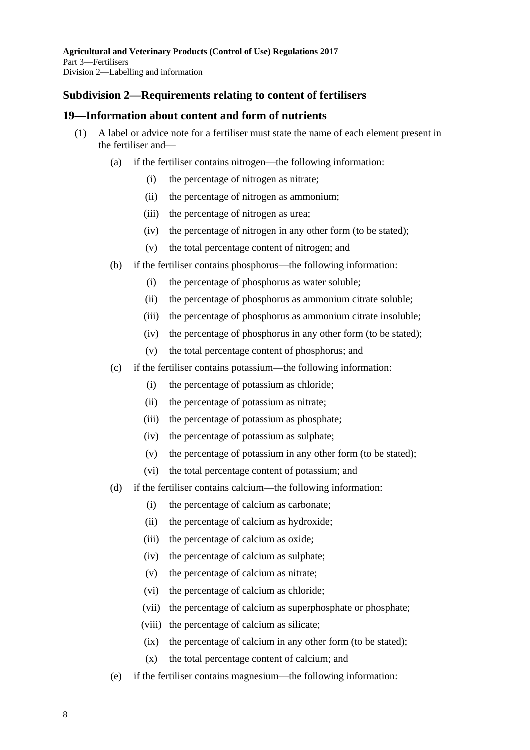## Subdivision 2—Requirements relating to content of fertilisers

### 19—Information about content and form of nutrients

(1) A label or advice note for a fertiliser must state the name of each element present in the fertiliser and—

(a) if the fertiliser contains nitrogen—the following information:

(i) the percentage of nitrogen as nitrate;

(ii) the percentage of nitrogen as ammonium;

(iii) the percentage of nitrogen as urea;

(iv) the percentage of nitrogen in any other form (to be stated);

(v) the total percentage content of nitrogen; and

(b) if the fertiliser contains phosphorus—the following information:

(i) the percentage of phosphorus as water soluble;

(ii) the percentage of phosphorus as ammonium citrate soluble;

(iii) the percentage of phosphorus as ammonium citrate insoluble;

(iv) the percentage of phosphorus in any other form (to be stated);

(v) the total percentage content of phosphorus; and

(c) if the fertiliser contains potassium—the following information:

(i) the percentage of potassium as chloride;

(ii) the percentage of potassium as nitrate;

(iii) the percentage of potassium as phosphate;

(iv) the percentage of potassium as sulphate;

(v) the percentage of potassium in any other form (to be stated);

(vi) the total percentage content of potassium; and

(d) if the fertiliser contains calcium—the following information:

(i) the percentage of calcium as carbonate;

(ii) the percentage of calcium as hydroxide;

(iii) the percentage of calcium as oxide;

(iv) the percentage of calcium as sulphate;

(v) the percentage of calcium as nitrate;

(vi) the percentage of calcium as chloride;

(vii) the percentage of calcium as superphosphate or phosphate;

(viii) the percentage of calcium as silicate;

(ix) the percentage of calcium in any other form (to be stated);

(x) the total percentage content of calcium; and

(e) if the fertiliser contains magnesium—the following information: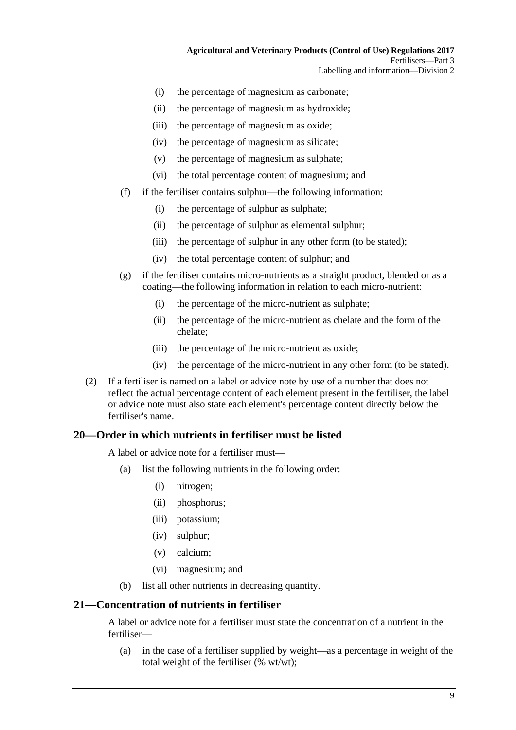(i) the percentage of magnesium as carbonate;

(ii) the percentage of magnesium as hydroxide;

(iii) the percentage of magnesium as oxide;

(iv) the percentage of magnesium as silicate;

(v) the percentage of magnesium as sulphate;

(vi) the total percentage content of magnesium; and

(f) if the fertiliser contains sulphur—the following information:

(i) the percentage of sulphur as sulphate;

(ii) the percentage of sulphur as elemental sulphur;

(iii) the percentage of sulphur in any other form (to be stated);

(iv) the total percentage content of sulphur; and

(g) if the fertiliser contains micro-nutrients as a straight product, blended or as a coating—the following information in relation to each micro-nutrient:

(i) the percentage of the micro-nutrient as sulphate;

(ii) the percentage of the micro-nutrient as chelate and the form of the chelate;

(iii) the percentage of the micro-nutrient as oxide;

(iv) the percentage of the micro-nutrient in any other form (to be stated).

(2) If a fertiliser is named on a label or advice note by use of a number that does not reflect the actual percentage content of each element present in the fertiliser, the label or advice note must also state each element's percentage content directly below the fertiliser's name.

## 20—Order in which nutrients in fertiliser must be listed

A label or advice note for a fertiliser must—

(a) list the following nutrients in the following order:

(i) nitrogen;

(ii) phosphorus;

(iii) potassium;

(iv) sulphur;

(v) calcium;

(vi) magnesium; and

(b) list all other nutrients in decreasing quantity.

## 21—Concentration of nutrients in fertiliser

A label or advice note for a fertiliser must state the concentration of a nutrient in the fertiliser—

(a) in the case of a fertiliser supplied by weight—as a percentage in weight of the total weight of the fertiliser (% wt/wt);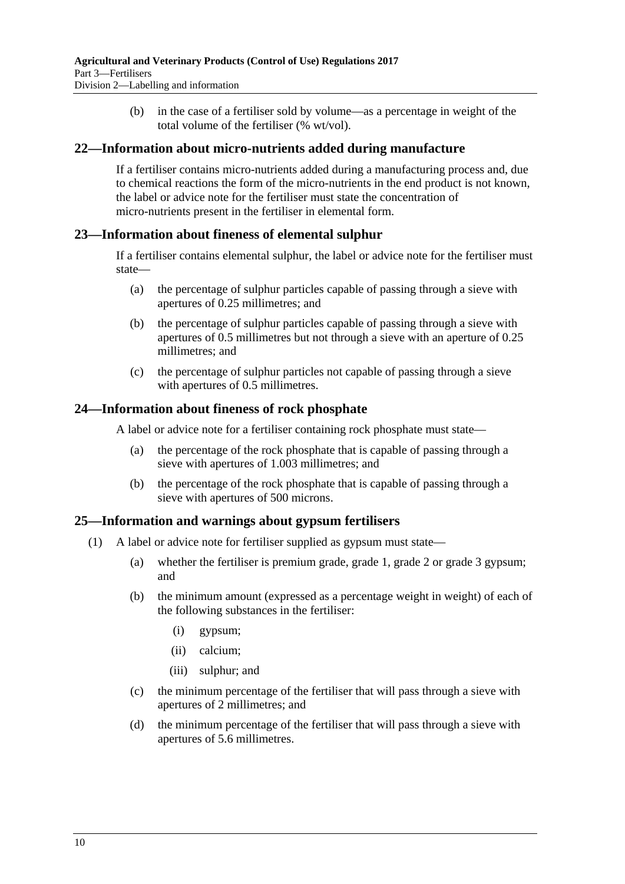(b) in the case of a fertiliser sold by volume—as a percentage in weight of the total volume of the fertiliser (% wt/vol).

## 22—Information about micro-nutrients added during manufacture

If a fertiliser contains micro-nutrients added during a manufacturing process and, due to chemical reactions the form of the micro-nutrients in the end product is not known, the label or advice note for the fertiliser must state the concentration of micro-nutrients present in the fertiliser in elemental form.

## 23—Information about fineness of elemental sulphur

If a fertiliser contains elemental sulphur, the label or advice note for the fertiliser must state—

(a) the percentage of sulphur particles capable of passing through a sieve with apertures of 0.25 millimetres; and

(b) the percentage of sulphur particles capable of passing through a sieve with apertures of 0.5 millimetres but not through a sieve with an aperture of 0.25 millimetres; and

(c) the percentage of sulphur particles not capable of passing through a sieve with apertures of 0.5 millimetres.

## 24—Information about fineness of rock phosphate

A label or advice note for a fertiliser containing rock phosphate must state—

(a) the percentage of the rock phosphate that is capable of passing through a sieve with apertures of 1.003 millimetres; and

(b) the percentage of the rock phosphate that is capable of passing through a sieve with apertures of 500 microns.

## 25—Information and warnings about gypsum fertilisers

(1) A label or advice note for fertiliser supplied as gypsum must state—

(a) whether the fertiliser is premium grade, grade 1, grade 2 or grade 3 gypsum; and

(b) the minimum amount (expressed as a percentage weight in weight) of each of the following substances in the fertiliser:

(i) gypsum;

(ii) calcium;

(iii) sulphur; and

(c) the minimum percentage of the fertiliser that will pass through a sieve with apertures of 2 millimetres; and

(d) the minimum percentage of the fertiliser that will pass through a sieve with apertures of 5.6 millimetres.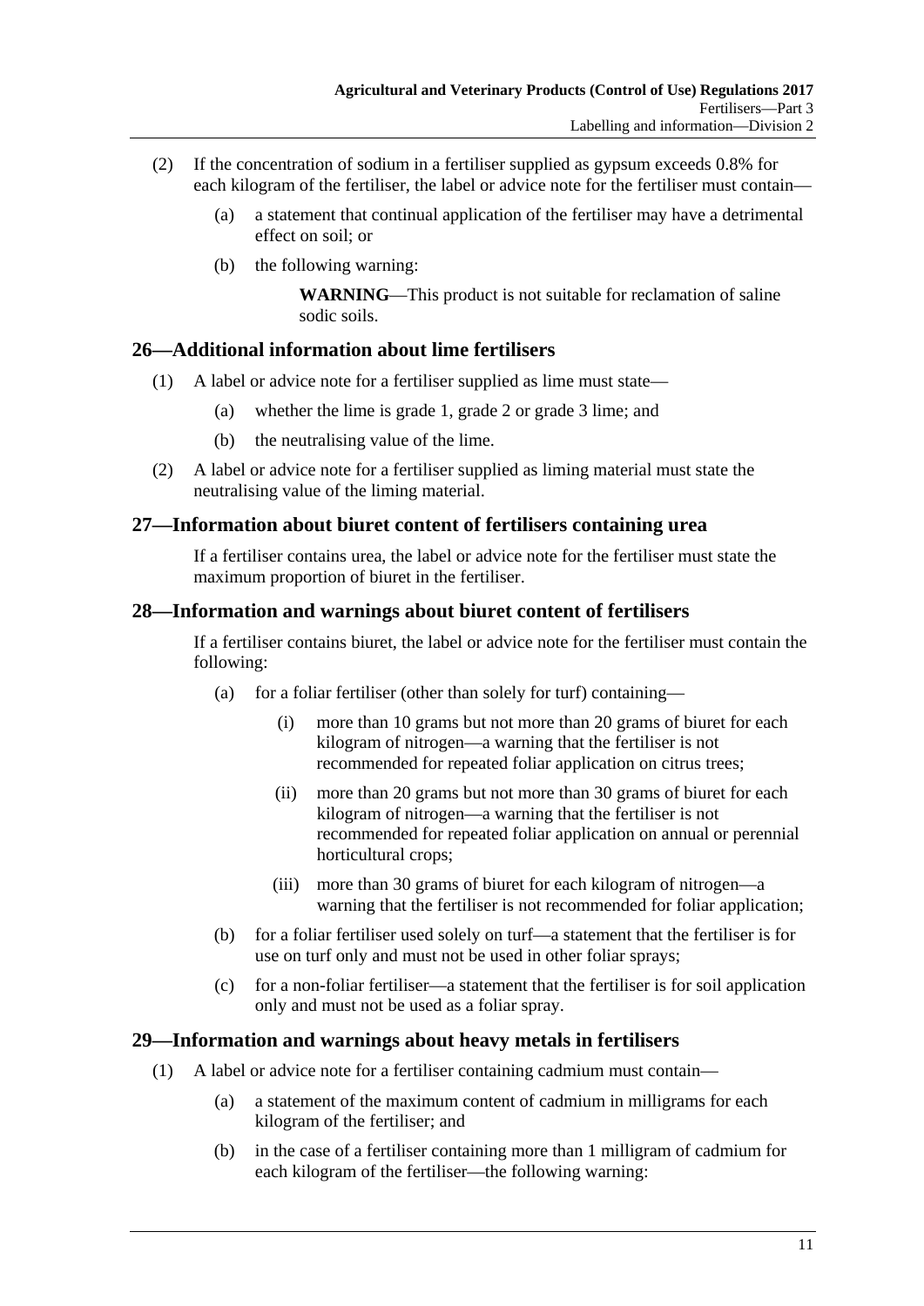(2) If the concentration of sodium in a fertiliser supplied as gypsum exceeds 0.8% for each kilogram of the fertiliser, the label or advice note for the fertiliser must contain—

(a) a statement that continual application of the fertiliser may have a detrimental effect on soil; or

(b) the following warning:

**WARNING**—This product is not suitable for reclamation of saline sodic soils.

## 26—Additional information about lime fertilisers

(1) A label or advice note for a fertiliser supplied as lime must state—

(a) whether the lime is grade 1, grade 2 or grade 3 lime; and

(b) the neutralising value of the lime.

(2) A label or advice note for a fertiliser supplied as liming material must state the neutralising value of the liming material.

## 27—Information about biuret content of fertilisers containing urea

If a fertiliser contains urea, the label or advice note for the fertiliser must state the maximum proportion of biuret in the fertiliser.

## 28—Information and warnings about biuret content of fertilisers

If a fertiliser contains biuret, the label or advice note for the fertiliser must contain the following:

(a) for a foliar fertiliser (other than solely for turf) containing—

(i) more than 10 grams but not more than 20 grams of biuret for each kilogram of nitrogen—a warning that the fertiliser is not recommended for repeated foliar application on citrus trees;

(ii) more than 20 grams but not more than 30 grams of biuret for each kilogram of nitrogen—a warning that the fertiliser is not recommended for repeated foliar application on annual or perennial horticultural crops;

(iii) more than 30 grams of biuret for each kilogram of nitrogen—a warning that the fertiliser is not recommended for foliar application;

(b) for a foliar fertiliser used solely on turf—a statement that the fertiliser is for use on turf only and must not be used in other foliar sprays;

(c) for a non-foliar fertiliser—a statement that the fertiliser is for soil application only and must not be used as a foliar spray.

## 29—Information and warnings about heavy metals in fertilisers

(1) A label or advice note for a fertiliser containing cadmium must contain—

(a) a statement of the maximum content of cadmium in milligrams for each kilogram of the fertiliser; and

(b) in the case of a fertiliser containing more than 1 milligram of cadmium for each kilogram of the fertiliser—the following warning: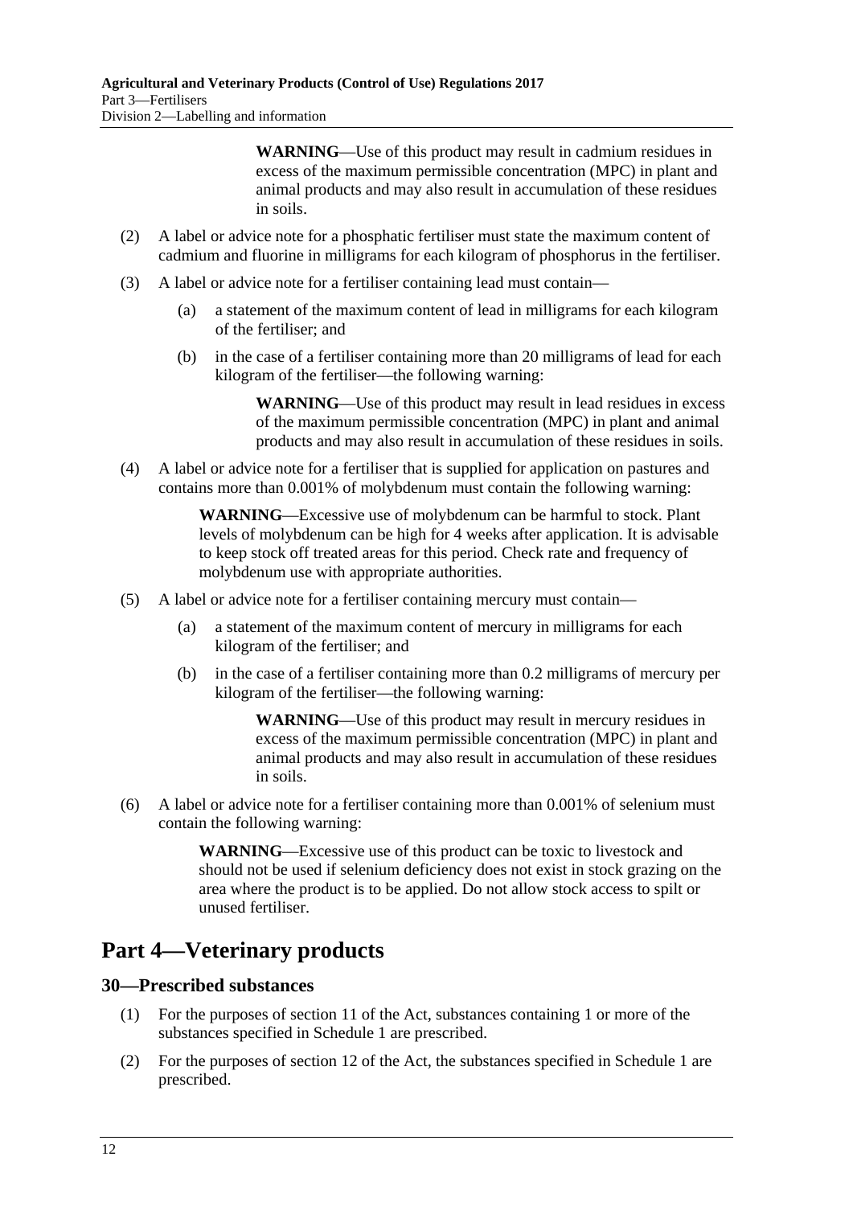**WARNING**—Use of this product may result in cadmium residues in excess of the maximum permissible concentration (MPC) in plant and animal products and may also result in accumulation of these residues in soils.

(2) A label or advice note for a phosphatic fertiliser must state the maximum content of cadmium and fluorine in milligrams for each kilogram of phosphorus in the fertiliser.

(3) A label or advice note for a fertiliser containing lead must contain—

(a) a statement of the maximum content of lead in milligrams for each kilogram of the fertiliser; and

(b) in the case of a fertiliser containing more than 20 milligrams of lead for each kilogram of the fertiliser—the following warning:

**WARNING**—Use of this product may result in lead residues in excess of the maximum permissible concentration (MPC) in plant and animal products and may also result in accumulation of these residues in soils.

(4) A label or advice note for a fertiliser that is supplied for application on pastures and contains more than 0.001% of molybdenum must contain the following warning:

**WARNING**—Excessive use of molybdenum can be harmful to stock. Plant levels of molybdenum can be high for 4 weeks after application. It is advisable to keep stock off treated areas for this period. Check rate and frequency of molybdenum use with appropriate authorities.

(5) A label or advice note for a fertiliser containing mercury must contain—

(a) a statement of the maximum content of mercury in milligrams for each kilogram of the fertiliser; and

(b) in the case of a fertiliser containing more than 0.2 milligrams of mercury per kilogram of the fertiliser—the following warning:

**WARNING**—Use of this product may result in mercury residues in excess of the maximum permissible concentration (MPC) in plant and animal products and may also result in accumulation of these residues in soils.

(6) A label or advice note for a fertiliser containing more than 0.001% of selenium must contain the following warning:

**WARNING**—Excessive use of this product can be toxic to livestock and should not be used if selenium deficiency does not exist in stock grazing on the area where the product is to be applied. Do not allow stock access to spilt or unused fertiliser.

# Part 4—Veterinary products

## 30—Prescribed substances

(1) For the purposes of section 11 of the Act, substances containing 1 or more of the substances specified in Schedule 1 are prescribed.

(2) For the purposes of section 12 of the Act, the substances specified in Schedule 1 are prescribed.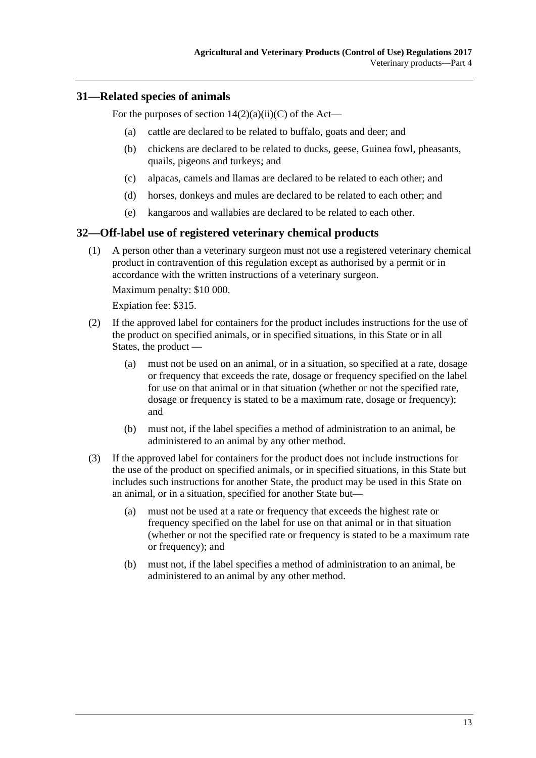## 31—Related species of animals

For the purposes of section 14(2)(a)(ii)(C) of the Act—

- (a) cattle are declared to be related to buffalo, goats and deer; and
- (b) chickens are declared to be related to ducks, geese, Guinea fowl, pheasants, quails, pigeons and turkeys; and
- (c) alpacas, camels and llamas are declared to be related to each other; and
- (d) horses, donkeys and mules are declared to be related to each other; and
- (e) kangaroos and wallabies are declared to be related to each other.

## 32—Off-label use of registered veterinary chemical products

(1) A person other than a veterinary surgeon must not use a registered veterinary chemical product in contravention of this regulation except as authorised by a permit or in accordance with the written instructions of a veterinary surgeon.

Maximum penalty: $10 000.

Expiation fee: $315.

(2) If the approved label for containers for the product includes instructions for the use of the product on specified animals, or in specified situations, in this State or in all States, the product —

- (a) must not be used on an animal, or in a situation, so specified at a rate, dosage or frequency that exceeds the rate, dosage or frequency specified on the label for use on that animal or in that situation (whether or not the specified rate, dosage or frequency is stated to be a maximum rate, dosage or frequency); and
- (b) must not, if the label specifies a method of administration to an animal, be administered to an animal by any other method.

(3) If the approved label for containers for the product does not include instructions for the use of the product on specified animals, or in specified situations, in this State but includes such instructions for another State, the product may be used in this State on an animal, or in a situation, specified for another State but—

- (a) must not be used at a rate or frequency that exceeds the highest rate or frequency specified on the label for use on that animal or in that situation (whether or not the specified rate or frequency is stated to be a maximum rate or frequency); and
- (b) must not, if the label specifies a method of administration to an animal, be administered to an animal by any other method.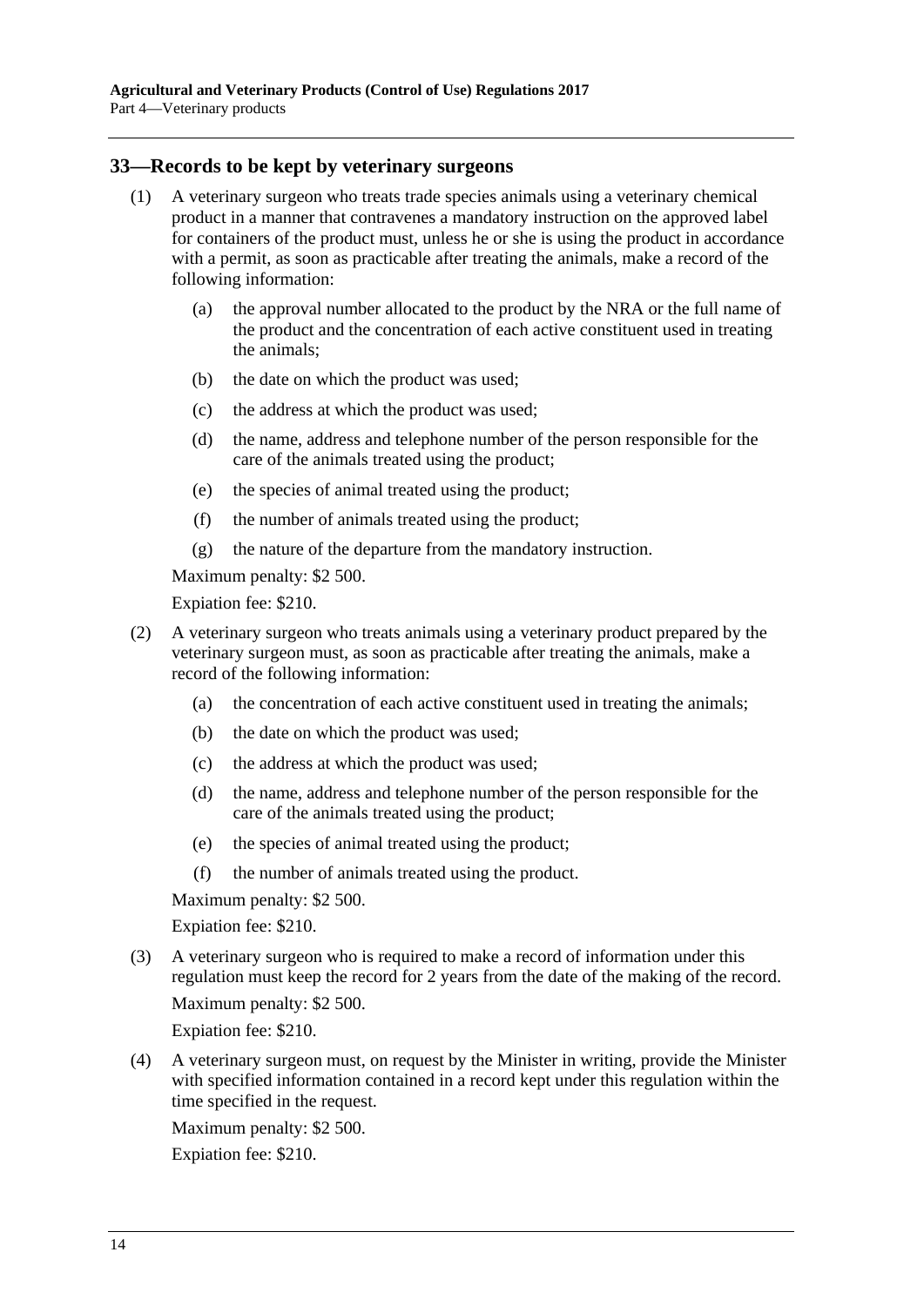## 33—Records to be kept by veterinary surgeons

(1) A veterinary surgeon who treats trade species animals using a veterinary chemical product in a manner that contravenes a mandatory instruction on the approved label for containers of the product must, unless he or she is using the product in accordance with a permit, as soon as practicable after treating the animals, make a record of the following information:

   (a) the approval number allocated to the product by the NRA or the full name of the product and the concentration of each active constituent used in treating the animals;

   (b) the date on which the product was used;

   (c) the address at which the product was used;

   (d) the name, address and telephone number of the person responsible for the care of the animals treated using the product;

   (e) the species of animal treated using the product;

   (f) the number of animals treated using the product;

   (g) the nature of the departure from the mandatory instruction.

Maximum penalty: $2 500.

Expiation fee: $210.

(2) A veterinary surgeon who treats animals using a veterinary product prepared by the veterinary surgeon must, as soon as practicable after treating the animals, make a record of the following information:

   (a) the concentration of each active constituent used in treating the animals;

   (b) the date on which the product was used;

   (c) the address at which the product was used;

   (d) the name, address and telephone number of the person responsible for the care of the animals treated using the product;

   (e) the species of animal treated using the product;

   (f) the number of animals treated using the product.

Maximum penalty: $2 500.

Expiation fee: $210.

(3) A veterinary surgeon who is required to make a record of information under this regulation must keep the record for 2 years from the date of the making of the record.

Maximum penalty: $2 500.

Expiation fee: $210.

(4) A veterinary surgeon must, on request by the Minister in writing, provide the Minister with specified information contained in a record kept under this regulation within the time specified in the request.

Maximum penalty: $2 500.

Expiation fee: $210.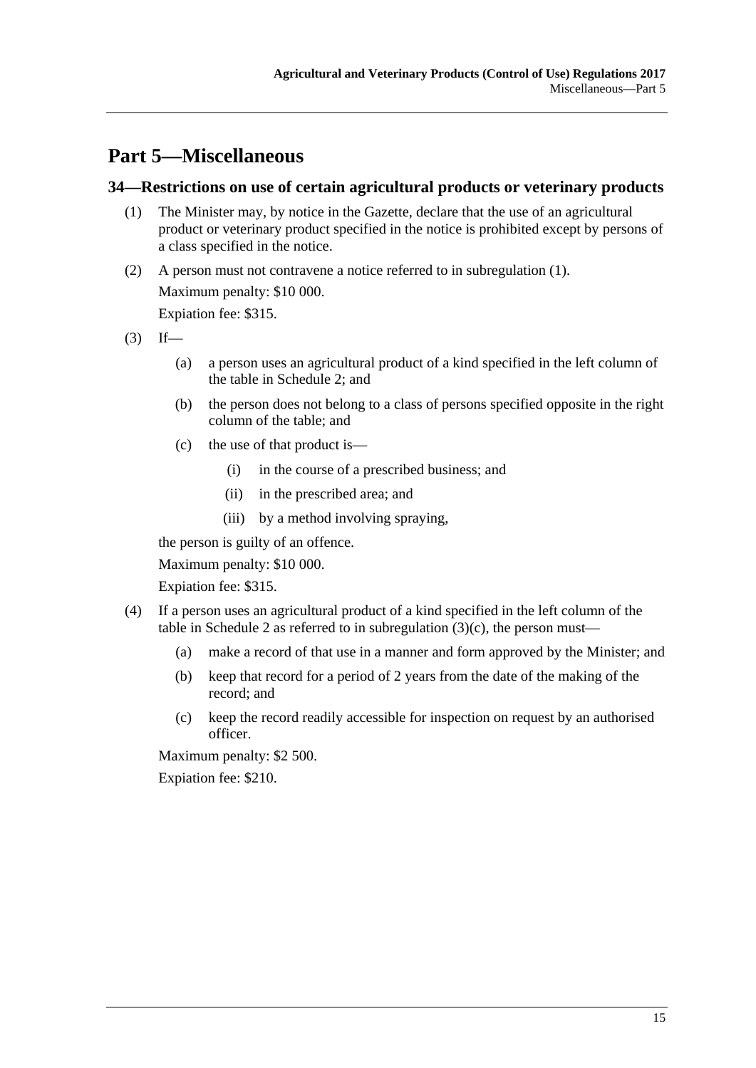# Part 5—Miscellaneous

## 34—Restrictions on use of certain agricultural products or veterinary products

(1) The Minister may, by notice in the Gazette, declare that the use of an agricultural product or veterinary product specified in the notice is prohibited except by persons of a class specified in the notice.

(2) A person must not contravene a notice referred to in subregulation (1).

Maximum penalty: $10 000.

Expiation fee: $315.

(3) If—

(a) a person uses an agricultural product of a kind specified in the left column of the table in Schedule 2; and

(b) the person does not belong to a class of persons specified opposite in the right column of the table; and

(c) the use of that product is—

(i) in the course of a prescribed business; and

(ii) in the prescribed area; and

(iii) by a method involving spraying,

the person is guilty of an offence.

Maximum penalty: $10 000.

Expiation fee: $315.

(4) If a person uses an agricultural product of a kind specified in the left column of the table in Schedule 2 as referred to in subregulation (3)(c), the person must—

(a) make a record of that use in a manner and form approved by the Minister; and

(b) keep that record for a period of 2 years from the date of the making of the record; and

(c) keep the record readily accessible for inspection on request by an authorised officer.

Maximum penalty: $2 500.

Expiation fee: $210.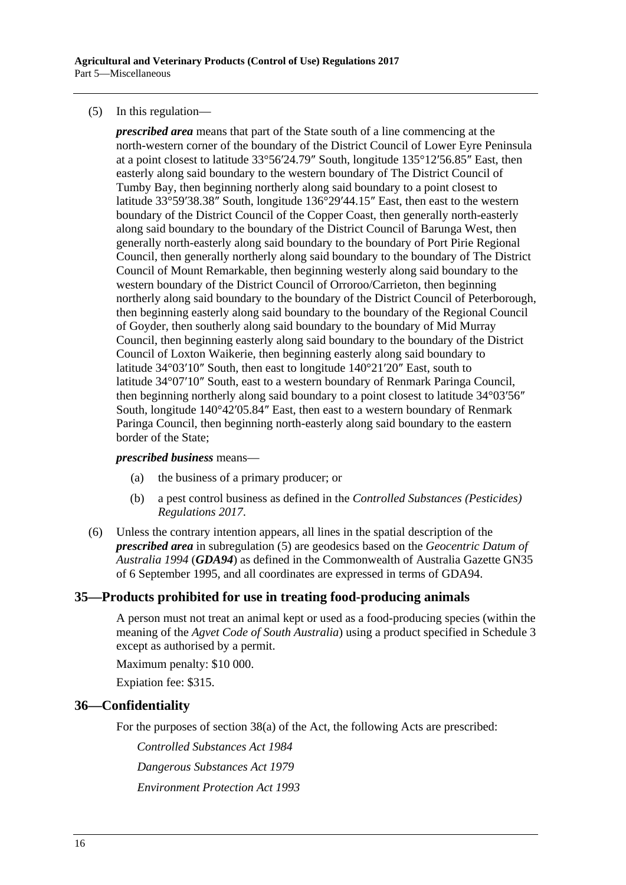(5) In this regulation—

***prescribed area*** means that part of the State south of a line commencing at the north-western corner of the boundary of the District Council of Lower Eyre Peninsula at a point closest to latitude 33°56′24.79″ South, longitude 135°12′56.85″ East, then easterly along said boundary to the western boundary of The District Council of Tumby Bay, then beginning northerly along said boundary to a point closest to latitude 33°59′38.38″ South, longitude 136°29′44.15″ East, then east to the western boundary of the District Council of the Copper Coast, then generally north-easterly along said boundary to the boundary of the District Council of Barunga West, then generally north-easterly along said boundary to the boundary of Port Pirie Regional Council, then generally northerly along said boundary to the boundary of The District Council of Mount Remarkable, then beginning westerly along said boundary to the western boundary of the District Council of Orroroo/Carrieton, then beginning northerly along said boundary to the boundary of the District Council of Peterborough, then beginning easterly along said boundary to the boundary of the Regional Council of Goyder, then southerly along said boundary to the boundary of Mid Murray Council, then beginning easterly along said boundary to the boundary of the District Council of Loxton Waikerie, then beginning easterly along said boundary to latitude 34°03′10″ South, then east to longitude 140°21′20″ East, south to latitude 34°07′10″ South, east to a western boundary of Renmark Paringa Council, then beginning northerly along said boundary to a point closest to latitude 34°03′56″ South, longitude 140°42′05.84″ East, then east to a western boundary of Renmark Paringa Council, then beginning north-easterly along said boundary to the eastern border of the State;

***prescribed business*** means—

(a) the business of a primary producer; or

(b) a pest control business as defined in the *Controlled Substances (Pesticides) Regulations 2017*.

(6) Unless the contrary intention appears, all lines in the spatial description of the ***prescribed area*** in subregulation (5) are geodesics based on the *Geocentric Datum of Australia 1994* (***GDA94***) as defined in the Commonwealth of Australia Gazette GN35 of 6 September 1995, and all coordinates are expressed in terms of GDA94.

## 35—Products prohibited for use in treating food-producing animals

A person must not treat an animal kept or used as a food-producing species (within the meaning of the *Agvet Code of South Australia*) using a product specified in Schedule 3 except as authorised by a permit.

Maximum penalty: $10 000.

Expiation fee: $315.

## 36—Confidentiality

For the purposes of section 38(a) of the Act, the following Acts are prescribed:

*Controlled Substances Act 1984*

*Dangerous Substances Act 1979*

*Environment Protection Act 1993*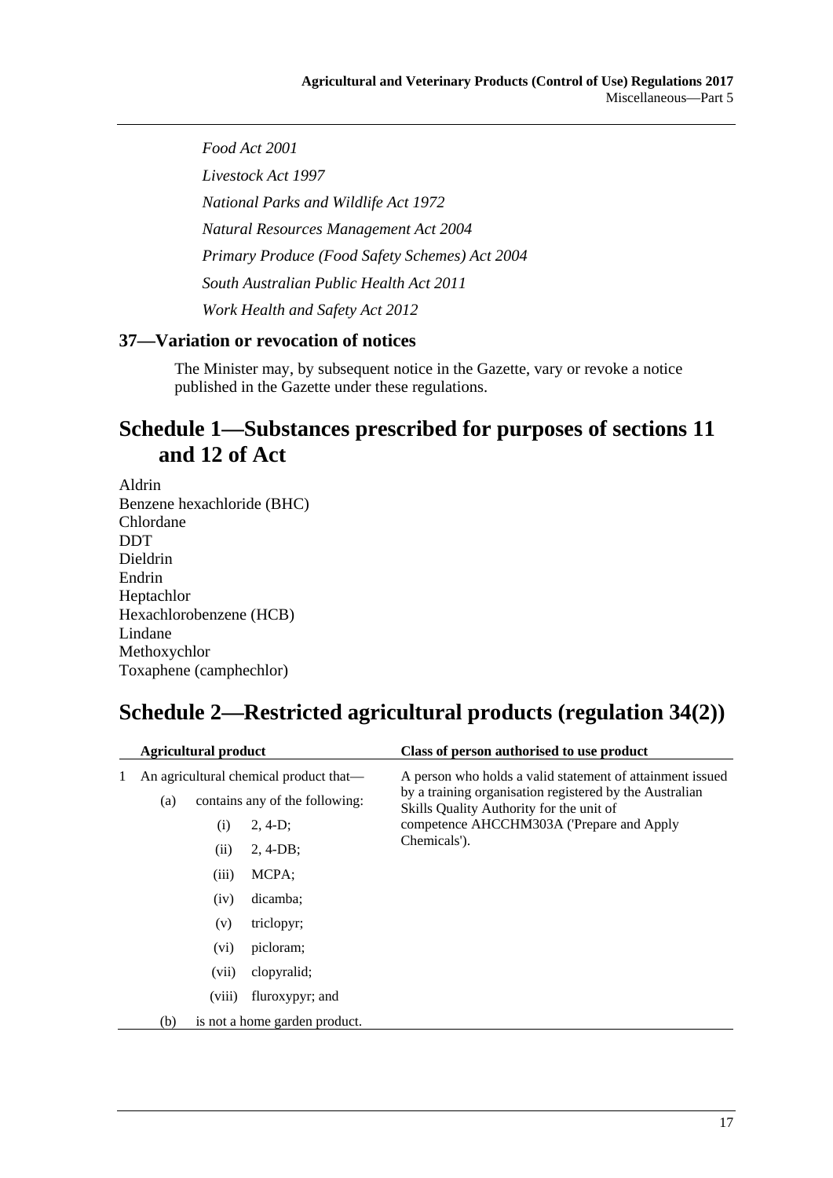*Food Act 2001*

*Livestock Act 1997*

*National Parks and Wildlife Act 1972*

*Natural Resources Management Act 2004*

*Primary Produce (Food Safety Schemes) Act 2004*

*South Australian Public Health Act 2011*

*Work Health and Safety Act 2012*

### 37—Variation or revocation of notices

The Minister may, by subsequent notice in the Gazette, vary or revoke a notice published in the Gazette under these regulations.

## Schedule 1—Substances prescribed for purposes of sections 11 and 12 of Act

Aldrin
Benzene hexachloride (BHC)
Chlordane
DDT
Dieldrin
Endrin
Heptachlor
Hexachlorobenzene (HCB)
Lindane
Methoxychlor
Toxaphene (camphechlor)

## Schedule 2—Restricted agricultural products (regulation 34(2))

| | Agricultural product | Class of person authorised to use product |
|---|---|---|
| 1 | An agricultural chemical product that—<br>(a) contains any of the following:<br>(i) 2, 4-D;<br>(ii) 2, 4-DB;<br>(iii) MCPA;<br>(iv) dicamba;<br>(v) triclopyr;<br>(vi) picloram;<br>(vii) clopyralid;<br>(viii) fluroxypyr; and<br>(b) is not a home garden product. | A person who holds a valid statement of attainment issued by a training organisation registered by the Australian Skills Quality Authority for the unit of competence AHCCHM303A ('Prepare and Apply Chemicals'). |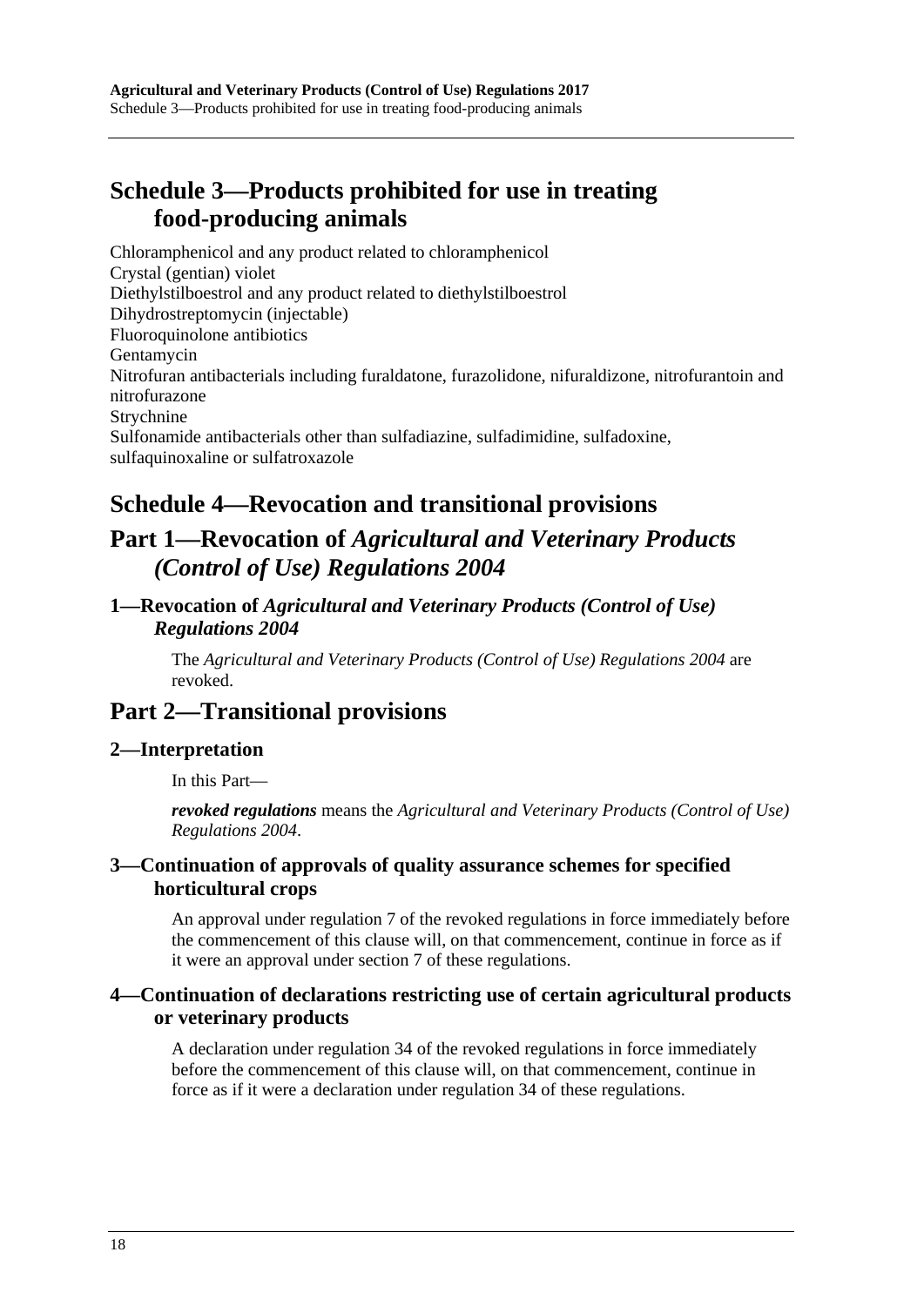# Schedule 3—Products prohibited for use in treating food-producing animals

Chloramphenicol and any product related to chloramphenicol
Crystal (gentian) violet
Diethylstilboestrol and any product related to diethylstilboestrol
Dihydrostreptomycin (injectable)
Fluoroquinolone antibiotics
Gentamycin
Nitrofuran antibacterials including furaldatone, furazolidone, nifuraldizone, nitrofurantoin and nitrofurazone
Strychnine
Sulfonamide antibacterials other than sulfadiazine, sulfadimidine, sulfadoxine, sulfaquinoxaline or sulfatroxazole

# Schedule 4—Revocation and transitional provisions

## Part 1—Revocation of *Agricultural and Veterinary Products (Control of Use) Regulations 2004*

### 1—Revocation of *Agricultural and Veterinary Products (Control of Use) Regulations 2004*

The *Agricultural and Veterinary Products (Control of Use) Regulations 2004* are revoked.

## Part 2—Transitional provisions

### 2—Interpretation

In this Part—

***revoked regulations*** means the *Agricultural and Veterinary Products (Control of Use) Regulations 2004*.

### 3—Continuation of approvals of quality assurance schemes for specified horticultural crops

An approval under regulation 7 of the revoked regulations in force immediately before the commencement of this clause will, on that commencement, continue in force as if it were an approval under section 7 of these regulations.

### 4—Continuation of declarations restricting use of certain agricultural products or veterinary products

A declaration under regulation 34 of the revoked regulations in force immediately before the commencement of this clause will, on that commencement, continue in force as if it were a declaration under regulation 34 of these regulations.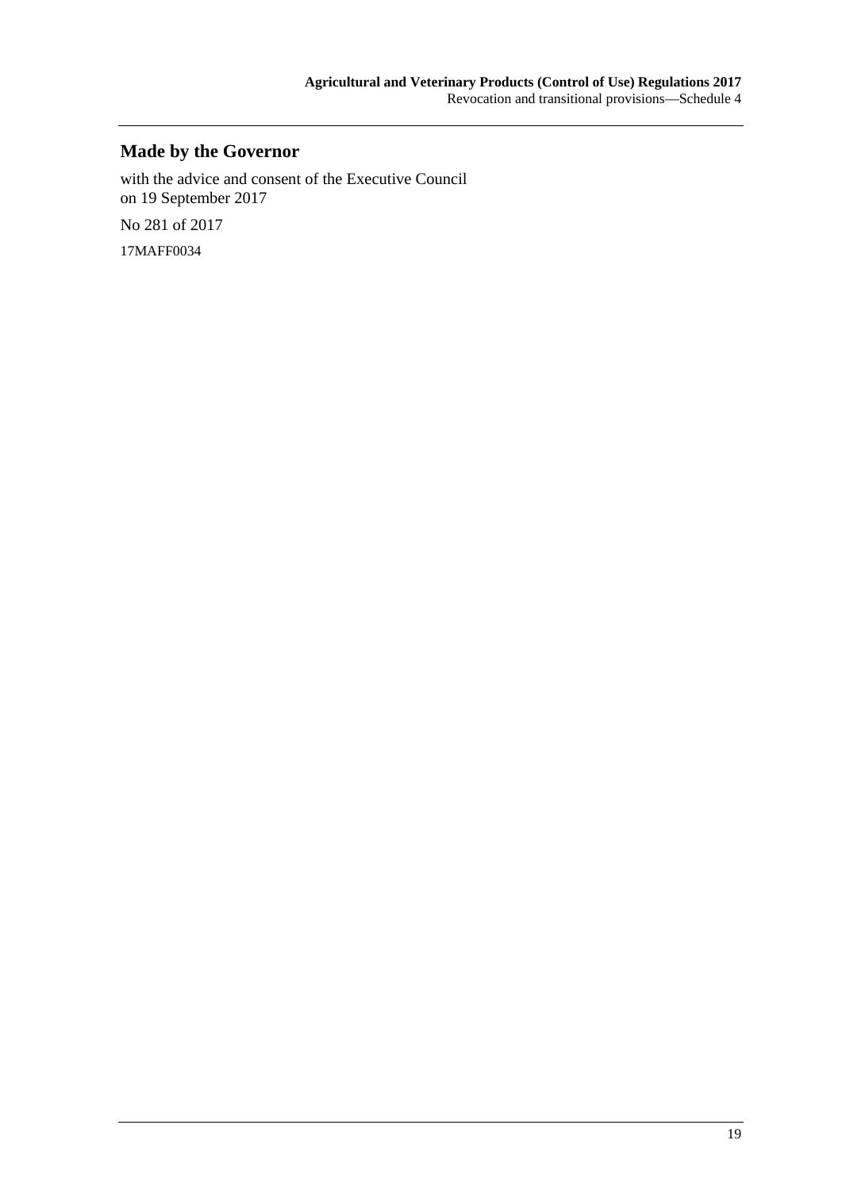## Made by the Governor

with the advice and consent of the Executive Council
on 19 September 2017

No 281 of 2017

17MAFF0034